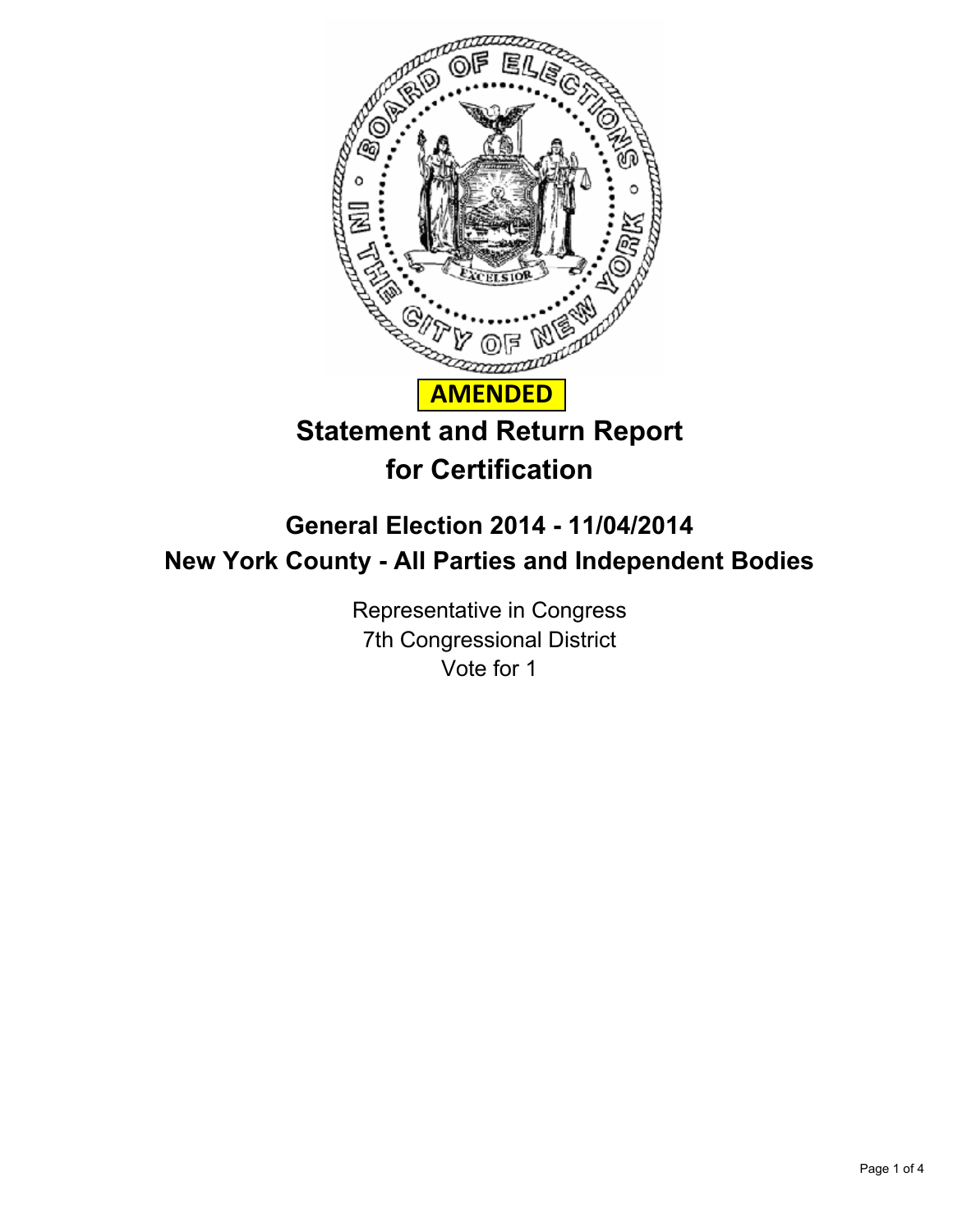**AMENDED**

# Statement and Return Report for Certification

## General Election 2014 - 11/04/2014
## New York County - All Parties and Independent Bodies

Representative in Congress
7th Congressional District
Vote for 1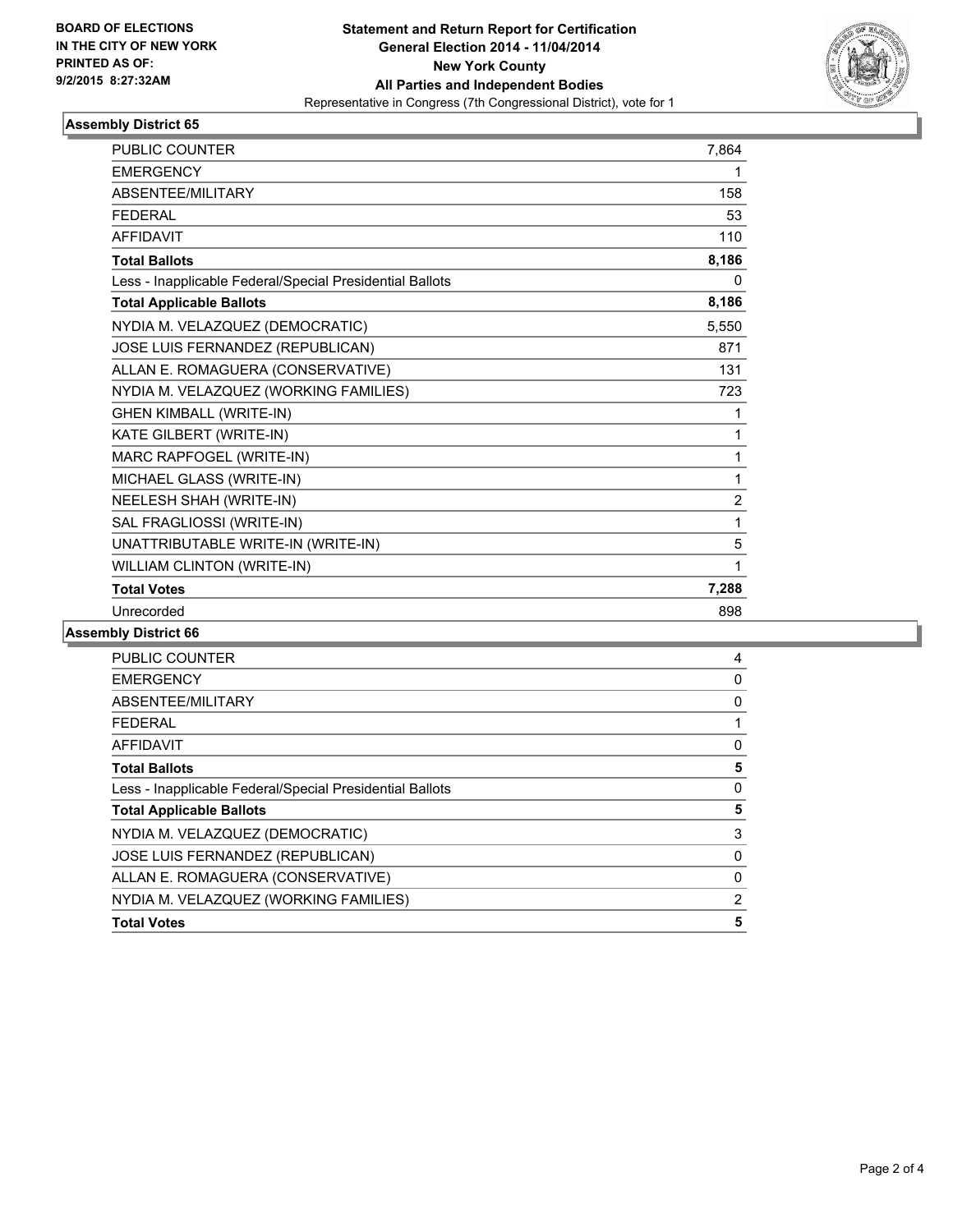BOARD OF ELECTIONS
IN THE CITY OF NEW YORK
PRINTED AS OF:
9/2/2015 8:27:32AM

**Statement and Return Report for Certification**
**General Election 2014 - 11/04/2014**
**New York County**
**All Parties and Independent Bodies**
Representative in Congress (7th Congressional District), vote for 1

### Assembly District 65

| | |
|---|---|
| PUBLIC COUNTER | 7,864 |
| EMERGENCY | 1 |
| ABSENTEE/MILITARY | 158 |
| FEDERAL | 53 |
| AFFIDAVIT | 110 |
| **Total Ballots** | **8,186** |
| Less - Inapplicable Federal/Special Presidential Ballots | 0 |
| **Total Applicable Ballots** | **8,186** |
| NYDIA M. VELAZQUEZ (DEMOCRATIC) | 5,550 |
| JOSE LUIS FERNANDEZ (REPUBLICAN) | 871 |
| ALLAN E. ROMAGUERA (CONSERVATIVE) | 131 |
| NYDIA M. VELAZQUEZ (WORKING FAMILIES) | 723 |
| GHEN KIMBALL (WRITE-IN) | 1 |
| KATE GILBERT (WRITE-IN) | 1 |
| MARC RAPFOGEL (WRITE-IN) | 1 |
| MICHAEL GLASS (WRITE-IN) | 1 |
| NEELESH SHAH (WRITE-IN) | 2 |
| SAL FRAGLIOSSI (WRITE-IN) | 1 |
| UNATTRIBUTABLE WRITE-IN (WRITE-IN) | 5 |
| WILLIAM CLINTON (WRITE-IN) | 1 |
| **Total Votes** | **7,288** |
| Unrecorded | 898 |

### Assembly District 66

| | |
|---|---|
| PUBLIC COUNTER | 4 |
| EMERGENCY | 0 |
| ABSENTEE/MILITARY | 0 |
| FEDERAL | 1 |
| AFFIDAVIT | 0 |
| **Total Ballots** | **5** |
| Less - Inapplicable Federal/Special Presidential Ballots | 0 |
| **Total Applicable Ballots** | **5** |
| NYDIA M. VELAZQUEZ (DEMOCRATIC) | 3 |
| JOSE LUIS FERNANDEZ (REPUBLICAN) | 0 |
| ALLAN E. ROMAGUERA (CONSERVATIVE) | 0 |
| NYDIA M. VELAZQUEZ (WORKING FAMILIES) | 2 |
| **Total Votes** | **5** |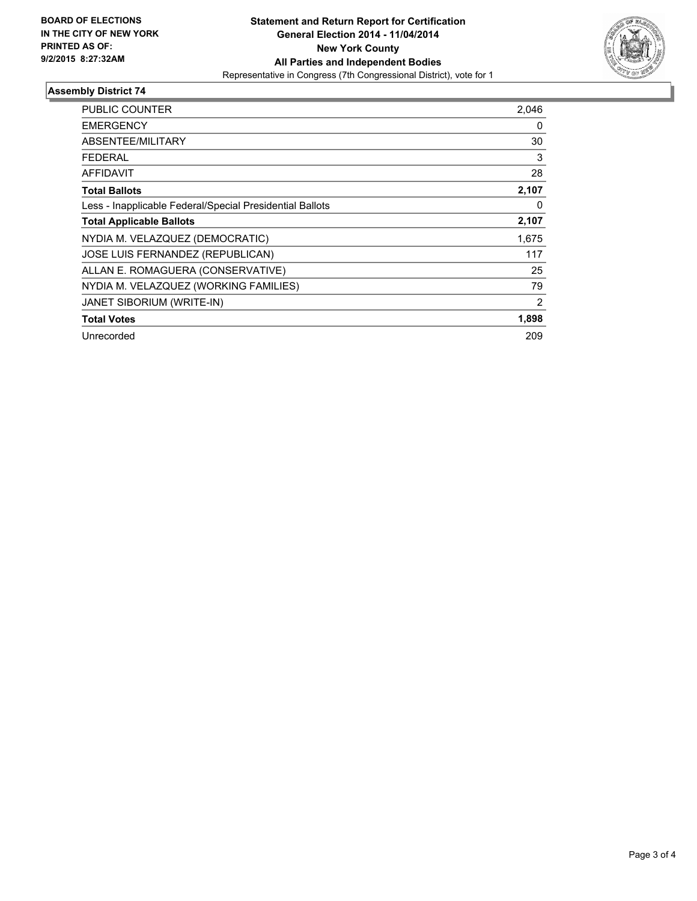**BOARD OF ELECTIONS IN THE CITY OF NEW YORK PRINTED AS OF: 9/2/2015 8:27:32AM**

**Statement and Return Report for Certification**
**General Election 2014 - 11/04/2014**
**New York County**
**All Parties and Independent Bodies**
Representative in Congress (7th Congressional District), vote for 1

### Assembly District 74

| | |
|---|---|
| PUBLIC COUNTER | 2,046 |
| EMERGENCY | 0 |
| ABSENTEE/MILITARY | 30 |
| FEDERAL | 3 |
| AFFIDAVIT | 28 |
| **Total Ballots** | **2,107** |
| Less - Inapplicable Federal/Special Presidential Ballots | 0 |
| **Total Applicable Ballots** | **2,107** |
| NYDIA M. VELAZQUEZ (DEMOCRATIC) | 1,675 |
| JOSE LUIS FERNANDEZ (REPUBLICAN) | 117 |
| ALLAN E. ROMAGUERA (CONSERVATIVE) | 25 |
| NYDIA M. VELAZQUEZ (WORKING FAMILIES) | 79 |
| JANET SIBORIUM (WRITE-IN) | 2 |
| **Total Votes** | **1,898** |
| Unrecorded | 209 |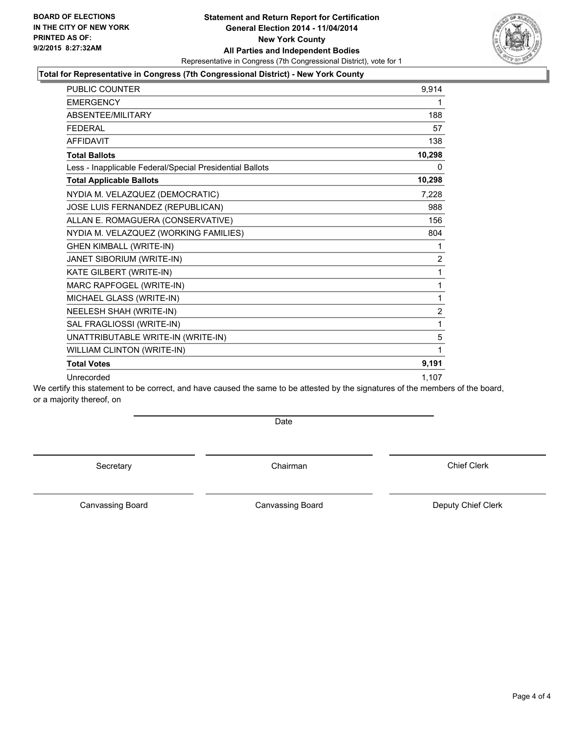**BOARD OF ELECTIONS IN THE CITY OF NEW YORK PRINTED AS OF: 9/2/2015 8:27:32AM**

**Statement and Return Report for Certification**
**General Election 2014 - 11/04/2014**
**New York County**
**All Parties and Independent Bodies**
Representative in Congress (7th Congressional District), vote for 1

**Total for Representative in Congress (7th Congressional District) - New York County**

| | |
|---|---|
| PUBLIC COUNTER | 9,914 |
| EMERGENCY | 1 |
| ABSENTEE/MILITARY | 188 |
| FEDERAL | 57 |
| AFFIDAVIT | 138 |
| **Total Ballots** | **10,298** |
| Less - Inapplicable Federal/Special Presidential Ballots | 0 |
| **Total Applicable Ballots** | **10,298** |
| NYDIA M. VELAZQUEZ (DEMOCRATIC) | 7,228 |
| JOSE LUIS FERNANDEZ (REPUBLICAN) | 988 |
| ALLAN E. ROMAGUERA (CONSERVATIVE) | 156 |
| NYDIA M. VELAZQUEZ (WORKING FAMILIES) | 804 |
| GHEN KIMBALL (WRITE-IN) | 1 |
| JANET SIBORIUM (WRITE-IN) | 2 |
| KATE GILBERT (WRITE-IN) | 1 |
| MARC RAPFOGEL (WRITE-IN) | 1 |
| MICHAEL GLASS (WRITE-IN) | 1 |
| NEELESH SHAH (WRITE-IN) | 2 |
| SAL FRAGLIOSSI (WRITE-IN) | 1 |
| UNATTRIBUTABLE WRITE-IN (WRITE-IN) | 5 |
| WILLIAM CLINTON (WRITE-IN) | 1 |
| **Total Votes** | **9,191** |
| Unrecorded | 1,107 |

We certify this statement to be correct, and have caused the same to be attested by the signatures of the members of the board, or a majority thereof, on

Date

Secretary | Chairman | Chief Clerk

Canvassing Board | Canvassing Board | Deputy Chief Clerk